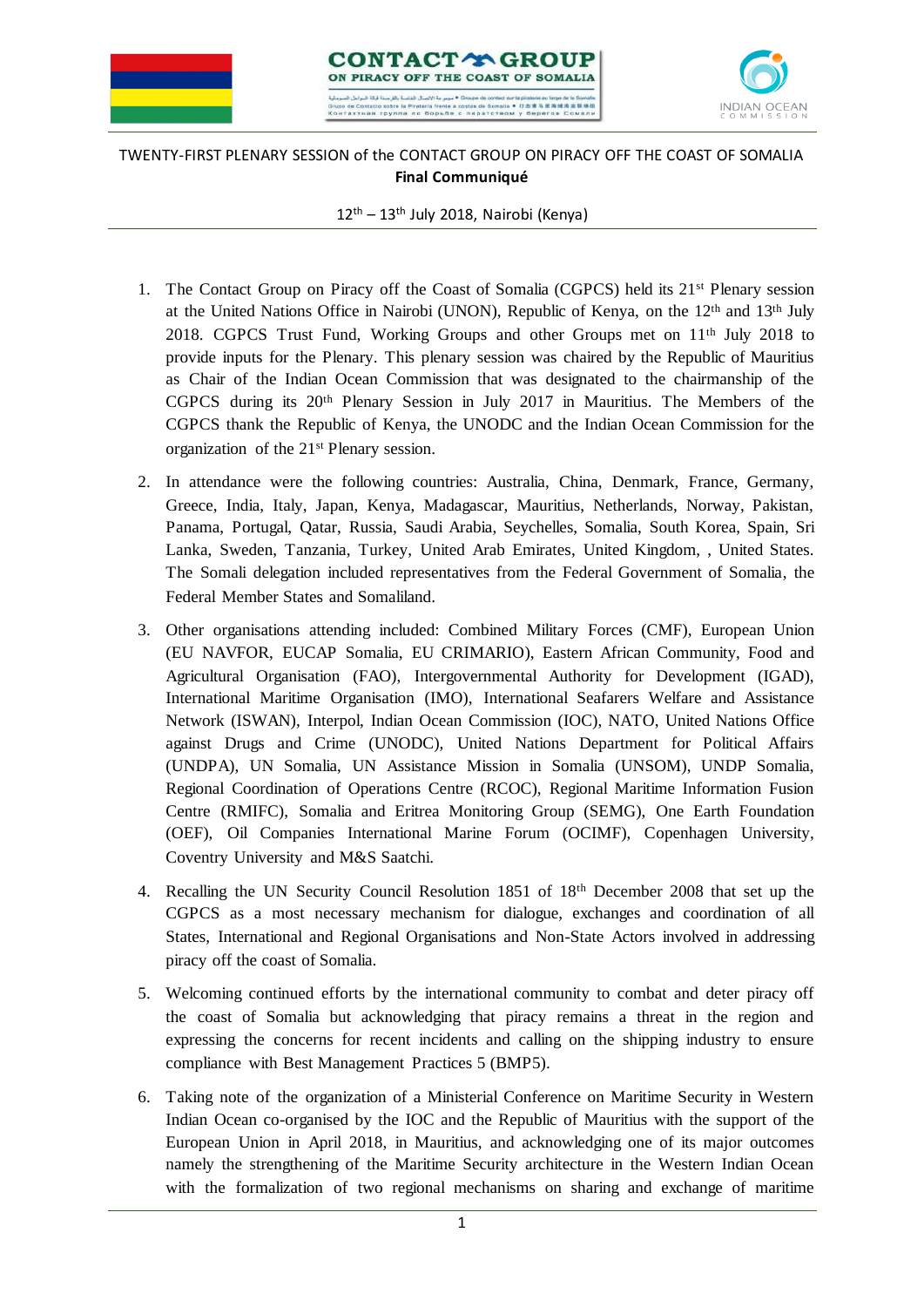TWENTY-FIRST PLENARY SESSION of the CONTACT GROUP ON PIRACY OFF THE COAST OF SOMALIA

**Final Communiqué**

12th – 13th July 2018, Nairobi (Kenya)

1. The Contact Group on Piracy off the Coast of Somalia (CGPCS) held its 21st Plenary session at the United Nations Office in Nairobi (UNON), Republic of Kenya, on the 12th and 13th July 2018. CGPCS Trust Fund, Working Groups and other Groups met on 11th July 2018 to provide inputs for the Plenary. This plenary session was chaired by the Republic of Mauritius as Chair of the Indian Ocean Commission that was designated to the chairmanship of the CGPCS during its 20th Plenary Session in July 2017 in Mauritius. The Members of the CGPCS thank the Republic of Kenya, the UNODC and the Indian Ocean Commission for the organization of the 21st Plenary session.

2. In attendance were the following countries: Australia, China, Denmark, France, Germany, Greece, India, Italy, Japan, Kenya, Madagascar, Mauritius, Netherlands, Norway, Pakistan, Panama, Portugal, Qatar, Russia, Saudi Arabia, Seychelles, Somalia, South Korea, Spain, Sri Lanka, Sweden, Tanzania, Turkey, United Arab Emirates, United Kingdom, , United States. The Somali delegation included representatives from the Federal Government of Somalia, the Federal Member States and Somaliland.

3. Other organisations attending included: Combined Military Forces (CMF), European Union (EU NAVFOR, EUCAP Somalia, EU CRIMARIO), Eastern African Community, Food and Agricultural Organisation (FAO), Intergovernmental Authority for Development (IGAD), International Maritime Organisation (IMO), International Seafarers Welfare and Assistance Network (ISWAN), Interpol, Indian Ocean Commission (IOC), NATO, United Nations Office against Drugs and Crime (UNODC), United Nations Department for Political Affairs (UNDPA), UN Somalia, UN Assistance Mission in Somalia (UNSOM), UNDP Somalia, Regional Coordination of Operations Centre (RCOC), Regional Maritime Information Fusion Centre (RMIFC), Somalia and Eritrea Monitoring Group (SEMG), One Earth Foundation (OEF), Oil Companies International Marine Forum (OCIMF), Copenhagen University, Coventry University and M&S Saatchi.

4. Recalling the UN Security Council Resolution 1851 of 18th December 2008 that set up the CGPCS as a most necessary mechanism for dialogue, exchanges and coordination of all States, International and Regional Organisations and Non-State Actors involved in addressing piracy off the coast of Somalia.

5. Welcoming continued efforts by the international community to combat and deter piracy off the coast of Somalia but acknowledging that piracy remains a threat in the region and expressing the concerns for recent incidents and calling on the shipping industry to ensure compliance with Best Management Practices 5 (BMP5).

6. Taking note of the organization of a Ministerial Conference on Maritime Security in Western Indian Ocean co-organised by the IOC and the Republic of Mauritius with the support of the European Union in April 2018, in Mauritius, and acknowledging one of its major outcomes namely the strengthening of the Maritime Security architecture in the Western Indian Ocean with the formalization of two regional mechanisms on sharing and exchange of maritime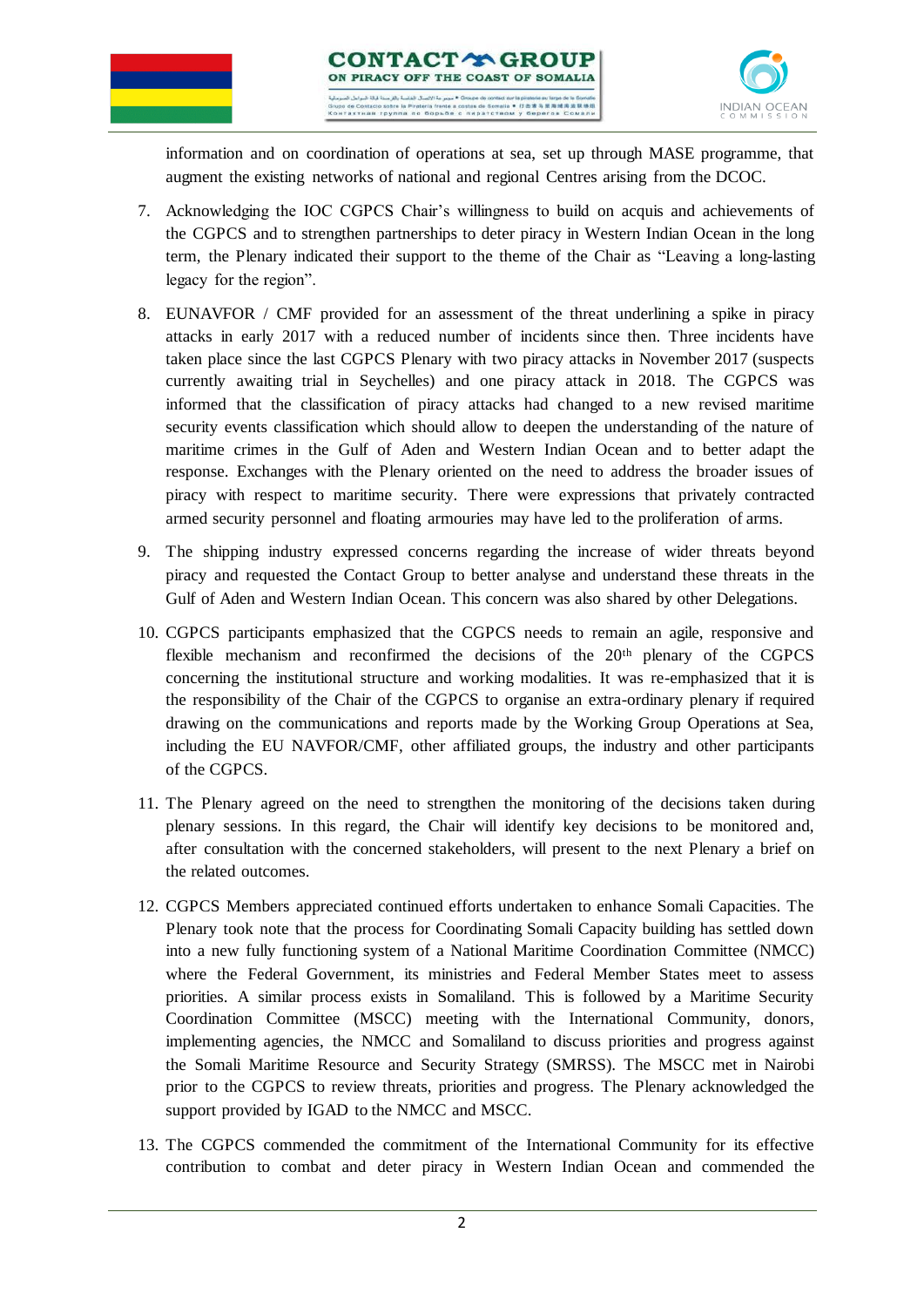information and on coordination of operations at sea, set up through MASE programme, that augment the existing networks of national and regional Centres arising from the DCOC.

7. Acknowledging the IOC CGPCS Chair's willingness to build on acquis and achievements of the CGPCS and to strengthen partnerships to deter piracy in Western Indian Ocean in the long term, the Plenary indicated their support to the theme of the Chair as "Leaving a long-lasting legacy for the region".

8. EUNAVFOR / CMF provided for an assessment of the threat underlining a spike in piracy attacks in early 2017 with a reduced number of incidents since then. Three incidents have taken place since the last CGPCS Plenary with two piracy attacks in November 2017 (suspects currently awaiting trial in Seychelles) and one piracy attack in 2018. The CGPCS was informed that the classification of piracy attacks had changed to a new revised maritime security events classification which should allow to deepen the understanding of the nature of maritime crimes in the Gulf of Aden and Western Indian Ocean and to better adapt the response. Exchanges with the Plenary oriented on the need to address the broader issues of piracy with respect to maritime security. There were expressions that privately contracted armed security personnel and floating armouries may have led to the proliferation of arms.

9. The shipping industry expressed concerns regarding the increase of wider threats beyond piracy and requested the Contact Group to better analyse and understand these threats in the Gulf of Aden and Western Indian Ocean. This concern was also shared by other Delegations.

10. CGPCS participants emphasized that the CGPCS needs to remain an agile, responsive and flexible mechanism and reconfirmed the decisions of the 20th plenary of the CGPCS concerning the institutional structure and working modalities. It was re-emphasized that it is the responsibility of the Chair of the CGPCS to organise an extra-ordinary plenary if required drawing on the communications and reports made by the Working Group Operations at Sea, including the EU NAVFOR/CMF, other affiliated groups, the industry and other participants of the CGPCS.

11. The Plenary agreed on the need to strengthen the monitoring of the decisions taken during plenary sessions. In this regard, the Chair will identify key decisions to be monitored and, after consultation with the concerned stakeholders, will present to the next Plenary a brief on the related outcomes.

12. CGPCS Members appreciated continued efforts undertaken to enhance Somali Capacities. The Plenary took note that the process for Coordinating Somali Capacity building has settled down into a new fully functioning system of a National Maritime Coordination Committee (NMCC) where the Federal Government, its ministries and Federal Member States meet to assess priorities. A similar process exists in Somaliland. This is followed by a Maritime Security Coordination Committee (MSCC) meeting with the International Community, donors, implementing agencies, the NMCC and Somaliland to discuss priorities and progress against the Somali Maritime Resource and Security Strategy (SMRSS). The MSCC met in Nairobi prior to the CGPCS to review threats, priorities and progress. The Plenary acknowledged the support provided by IGAD to the NMCC and MSCC.

13. The CGPCS commended the commitment of the International Community for its effective contribution to combat and deter piracy in Western Indian Ocean and commended the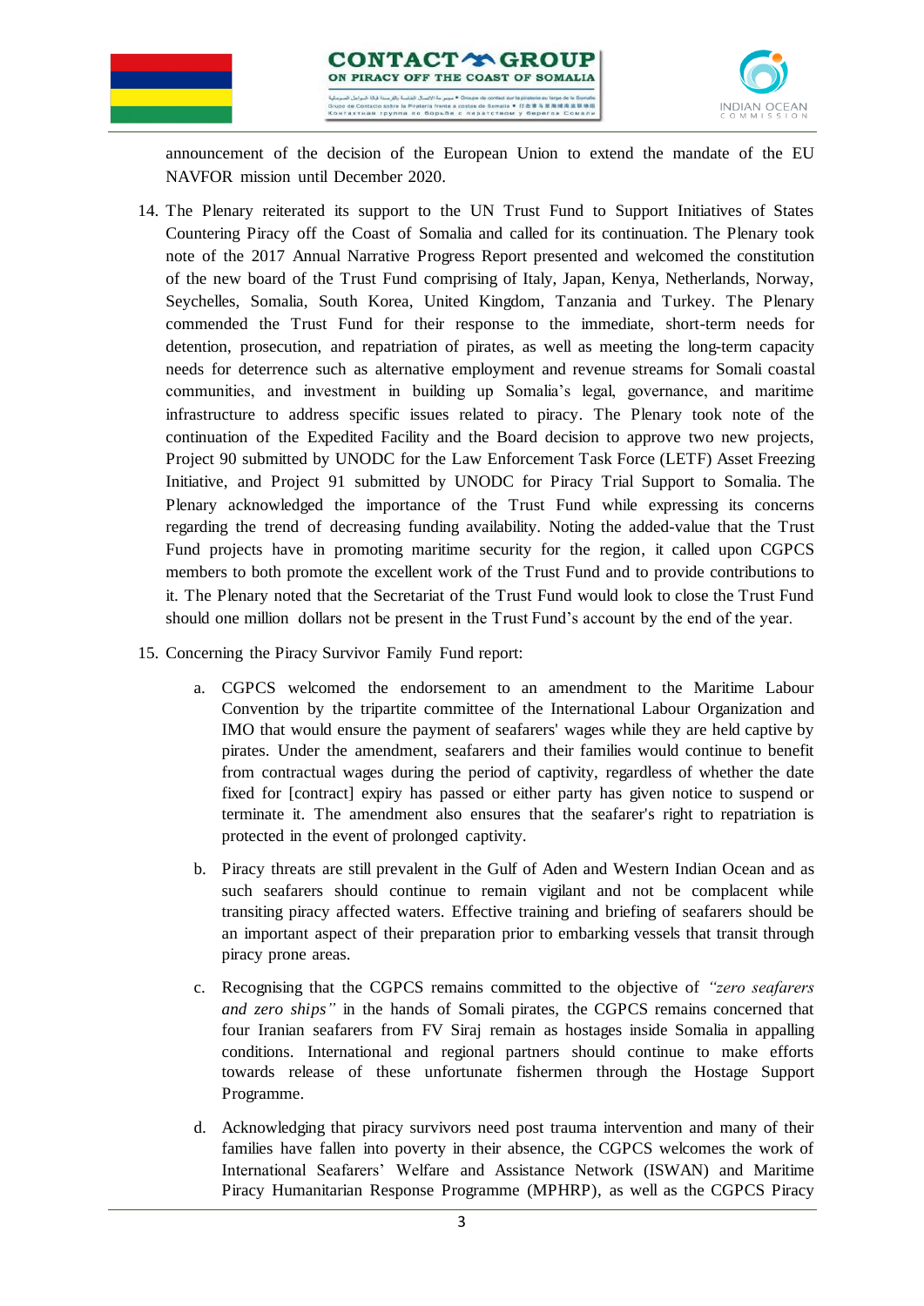announcement of the decision of the European Union to extend the mandate of the EU NAVFOR mission until December 2020.

14. The Plenary reiterated its support to the UN Trust Fund to Support Initiatives of States Countering Piracy off the Coast of Somalia and called for its continuation. The Plenary took note of the 2017 Annual Narrative Progress Report presented and welcomed the constitution of the new board of the Trust Fund comprising of Italy, Japan, Kenya, Netherlands, Norway, Seychelles, Somalia, South Korea, United Kingdom, Tanzania and Turkey. The Plenary commended the Trust Fund for their response to the immediate, short-term needs for detention, prosecution, and repatriation of pirates, as well as meeting the long-term capacity needs for deterrence such as alternative employment and revenue streams for Somali coastal communities, and investment in building up Somalia's legal, governance, and maritime infrastructure to address specific issues related to piracy. The Plenary took note of the continuation of the Expedited Facility and the Board decision to approve two new projects, Project 90 submitted by UNODC for the Law Enforcement Task Force (LETF) Asset Freezing Initiative, and Project 91 submitted by UNODC for Piracy Trial Support to Somalia. The Plenary acknowledged the importance of the Trust Fund while expressing its concerns regarding the trend of decreasing funding availability. Noting the added-value that the Trust Fund projects have in promoting maritime security for the region, it called upon CGPCS members to both promote the excellent work of the Trust Fund and to provide contributions to it. The Plenary noted that the Secretariat of the Trust Fund would look to close the Trust Fund should one million dollars not be present in the Trust Fund's account by the end of the year.

15. Concerning the Piracy Survivor Family Fund report:

    a. CGPCS welcomed the endorsement to an amendment to the Maritime Labour Convention by the tripartite committee of the International Labour Organization and IMO that would ensure the payment of seafarers' wages while they are held captive by pirates. Under the amendment, seafarers and their families would continue to benefit from contractual wages during the period of captivity, regardless of whether the date fixed for [contract] expiry has passed or either party has given notice to suspend or terminate it. The amendment also ensures that the seafarer's right to repatriation is protected in the event of prolonged captivity.

    b. Piracy threats are still prevalent in the Gulf of Aden and Western Indian Ocean and as such seafarers should continue to remain vigilant and not be complacent while transiting piracy affected waters. Effective training and briefing of seafarers should be an important aspect of their preparation prior to embarking vessels that transit through piracy prone areas.

    c. Recognising that the CGPCS remains committed to the objective of *"zero seafarers and zero ships"* in the hands of Somali pirates, the CGPCS remains concerned that four Iranian seafarers from FV Siraj remain as hostages inside Somalia in appalling conditions. International and regional partners should continue to make efforts towards release of these unfortunate fishermen through the Hostage Support Programme.

    d. Acknowledging that piracy survivors need post trauma intervention and many of their families have fallen into poverty in their absence, the CGPCS welcomes the work of International Seafarers' Welfare and Assistance Network (ISWAN) and Maritime Piracy Humanitarian Response Programme (MPHRP), as well as the CGPCS Piracy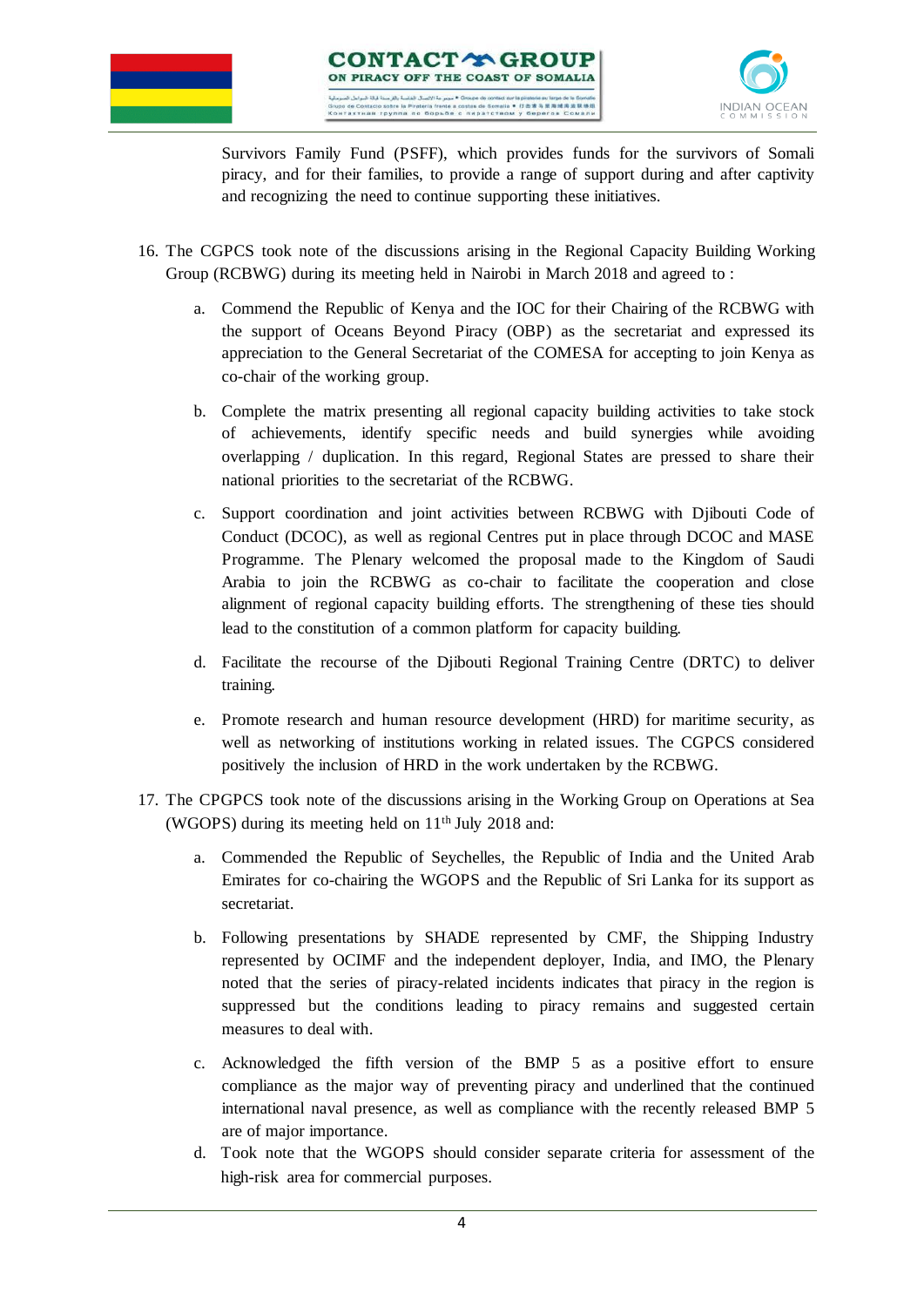Survivors Family Fund (PSFF), which provides funds for the survivors of Somali piracy, and for their families, to provide a range of support during and after captivity and recognizing the need to continue supporting these initiatives.

16. The CGPCS took note of the discussions arising in the Regional Capacity Building Working Group (RCBWG) during its meeting held in Nairobi in March 2018 and agreed to :

    a. Commend the Republic of Kenya and the IOC for their Chairing of the RCBWG with the support of Oceans Beyond Piracy (OBP) as the secretariat and expressed its appreciation to the General Secretariat of the COMESA for accepting to join Kenya as co-chair of the working group.

    b. Complete the matrix presenting all regional capacity building activities to take stock of achievements, identify specific needs and build synergies while avoiding overlapping / duplication. In this regard, Regional States are pressed to share their national priorities to the secretariat of the RCBWG.

    c. Support coordination and joint activities between RCBWG with Djibouti Code of Conduct (DCOC), as well as regional Centres put in place through DCOC and MASE Programme. The Plenary welcomed the proposal made to the Kingdom of Saudi Arabia to join the RCBWG as co-chair to facilitate the cooperation and close alignment of regional capacity building efforts. The strengthening of these ties should lead to the constitution of a common platform for capacity building.

    d. Facilitate the recourse of the Djibouti Regional Training Centre (DRTC) to deliver training.

    e. Promote research and human resource development (HRD) for maritime security, as well as networking of institutions working in related issues. The CGPCS considered positively the inclusion of HRD in the work undertaken by the RCBWG.

17. The CPGPCS took note of the discussions arising in the Working Group on Operations at Sea (WGOPS) during its meeting held on 11th July 2018 and:

    a. Commended the Republic of Seychelles, the Republic of India and the United Arab Emirates for co-chairing the WGOPS and the Republic of Sri Lanka for its support as secretariat.

    b. Following presentations by SHADE represented by CMF, the Shipping Industry represented by OCIMF and the independent deployer, India, and IMO, the Plenary noted that the series of piracy-related incidents indicates that piracy in the region is suppressed but the conditions leading to piracy remains and suggested certain measures to deal with.

    c. Acknowledged the fifth version of the BMP 5 as a positive effort to ensure compliance as the major way of preventing piracy and underlined that the continued international naval presence, as well as compliance with the recently released BMP 5 are of major importance.

    d. Took note that the WGOPS should consider separate criteria for assessment of the high-risk area for commercial purposes.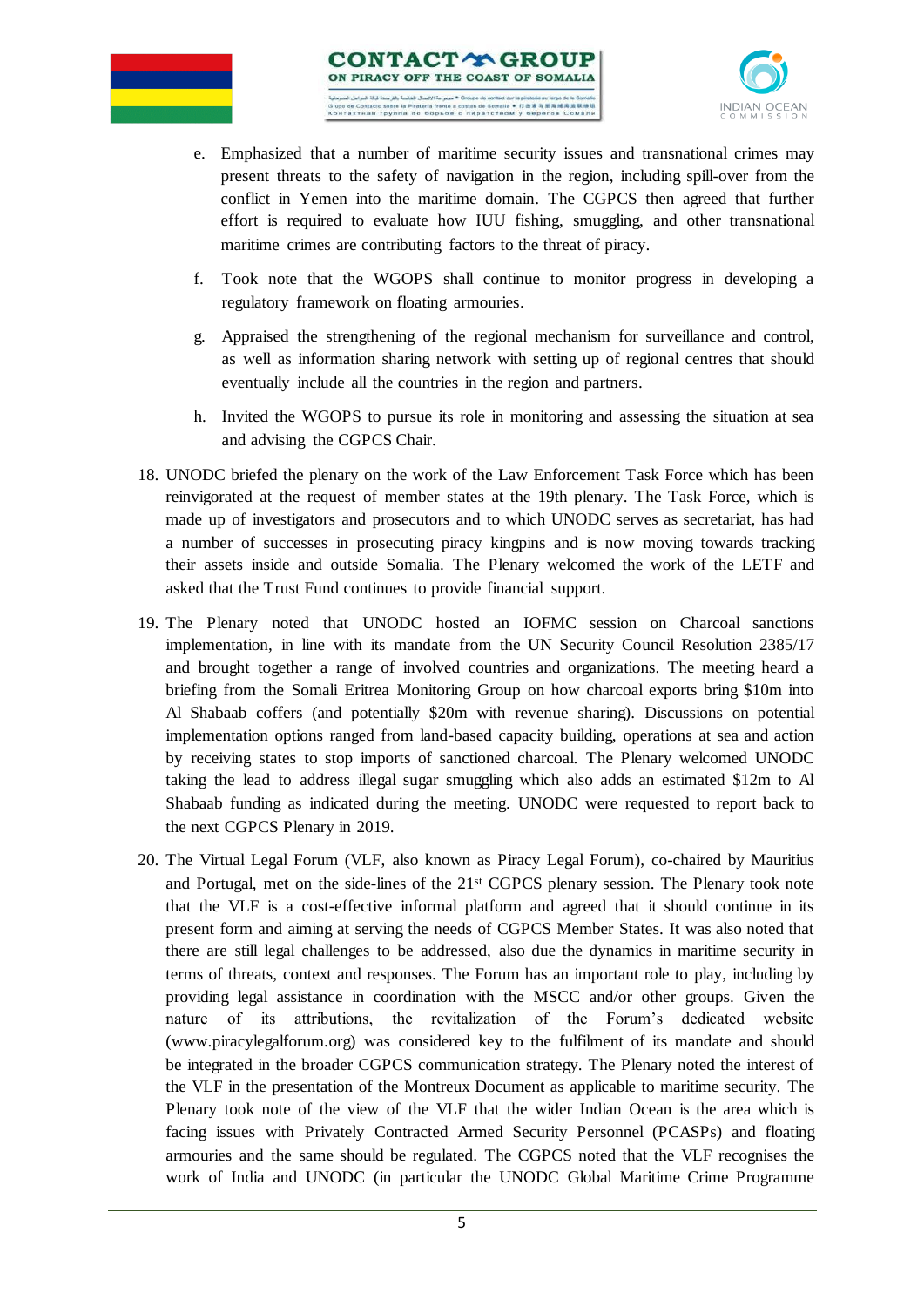e. Emphasized that a number of maritime security issues and transnational crimes may present threats to the safety of navigation in the region, including spill-over from the conflict in Yemen into the maritime domain. The CGPCS then agreed that further effort is required to evaluate how IUU fishing, smuggling, and other transnational maritime crimes are contributing factors to the threat of piracy.

f. Took note that the WGOPS shall continue to monitor progress in developing a regulatory framework on floating armouries.

g. Appraised the strengthening of the regional mechanism for surveillance and control, as well as information sharing network with setting up of regional centres that should eventually include all the countries in the region and partners.

h. Invited the WGOPS to pursue its role in monitoring and assessing the situation at sea and advising the CGPCS Chair.

18. UNODC briefed the plenary on the work of the Law Enforcement Task Force which has been reinvigorated at the request of member states at the 19th plenary. The Task Force, which is made up of investigators and prosecutors and to which UNODC serves as secretariat, has had a number of successes in prosecuting piracy kingpins and is now moving towards tracking their assets inside and outside Somalia. The Plenary welcomed the work of the LETF and asked that the Trust Fund continues to provide financial support.

19. The Plenary noted that UNODC hosted an IOFMC session on Charcoal sanctions implementation, in line with its mandate from the UN Security Council Resolution 2385/17 and brought together a range of involved countries and organizations. The meeting heard a briefing from the Somali Eritrea Monitoring Group on how charcoal exports bring $10m into Al Shabaab coffers (and potentially $20m with revenue sharing). Discussions on potential implementation options ranged from land-based capacity building, operations at sea and action by receiving states to stop imports of sanctioned charcoal. The Plenary welcomed UNODC taking the lead to address illegal sugar smuggling which also adds an estimated $12m to Al Shabaab funding as indicated during the meeting. UNODC were requested to report back to the next CGPCS Plenary in 2019.

20. The Virtual Legal Forum (VLF, also known as Piracy Legal Forum), co-chaired by Mauritius and Portugal, met on the side-lines of the 21st CGPCS plenary session. The Plenary took note that the VLF is a cost-effective informal platform and agreed that it should continue in its present form and aiming at serving the needs of CGPCS Member States. It was also noted that there are still legal challenges to be addressed, also due the dynamics in maritime security in terms of threats, context and responses. The Forum has an important role to play, including by providing legal assistance in coordination with the MSCC and/or other groups. Given the nature of its attributions, the revitalization of the Forum's dedicated website (www.piracylegalforum.org) was considered key to the fulfilment of its mandate and should be integrated in the broader CGPCS communication strategy. The Plenary noted the interest of the VLF in the presentation of the Montreux Document as applicable to maritime security. The Plenary took note of the view of the VLF that the wider Indian Ocean is the area which is facing issues with Privately Contracted Armed Security Personnel (PCASPs) and floating armouries and the same should be regulated. The CGPCS noted that the VLF recognises the work of India and UNODC (in particular the UNODC Global Maritime Crime Programme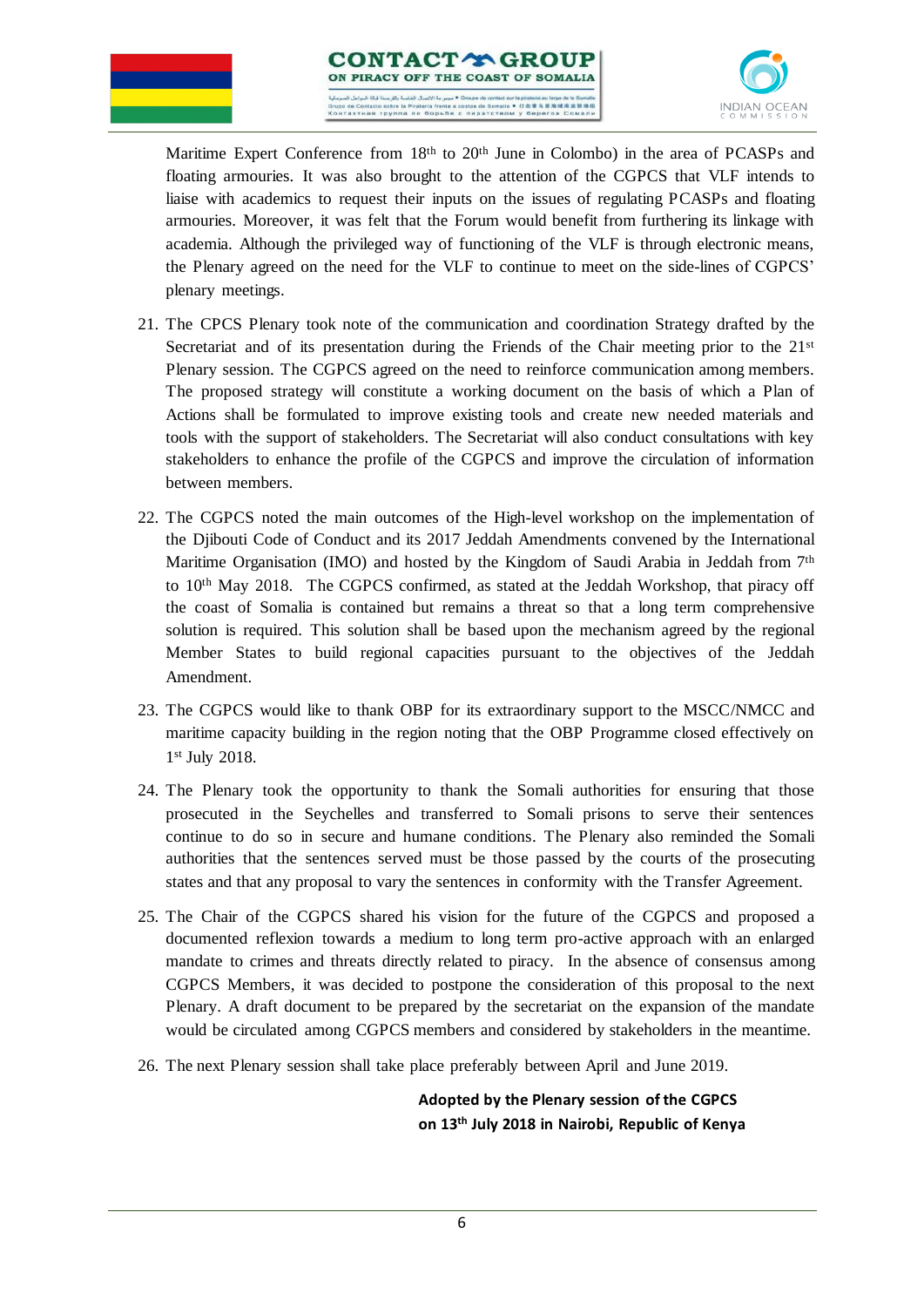Maritime Expert Conference from 18th to 20th June in Colombo) in the area of PCASPs and floating armouries. It was also brought to the attention of the CGPCS that VLF intends to liaise with academics to request their inputs on the issues of regulating PCASPs and floating armouries. Moreover, it was felt that the Forum would benefit from furthering its linkage with academia. Although the privileged way of functioning of the VLF is through electronic means, the Plenary agreed on the need for the VLF to continue to meet on the side-lines of CGPCS' plenary meetings.

21. The CPCS Plenary took note of the communication and coordination Strategy drafted by the Secretariat and of its presentation during the Friends of the Chair meeting prior to the 21st Plenary session. The CGPCS agreed on the need to reinforce communication among members. The proposed strategy will constitute a working document on the basis of which a Plan of Actions shall be formulated to improve existing tools and create new needed materials and tools with the support of stakeholders. The Secretariat will also conduct consultations with key stakeholders to enhance the profile of the CGPCS and improve the circulation of information between members.

22. The CGPCS noted the main outcomes of the High-level workshop on the implementation of the Djibouti Code of Conduct and its 2017 Jeddah Amendments convened by the International Maritime Organisation (IMO) and hosted by the Kingdom of Saudi Arabia in Jeddah from 7th to 10th May 2018. The CGPCS confirmed, as stated at the Jeddah Workshop, that piracy off the coast of Somalia is contained but remains a threat so that a long term comprehensive solution is required. This solution shall be based upon the mechanism agreed by the regional Member States to build regional capacities pursuant to the objectives of the Jeddah Amendment.

23. The CGPCS would like to thank OBP for its extraordinary support to the MSCC/NMCC and maritime capacity building in the region noting that the OBP Programme closed effectively on 1st July 2018.

24. The Plenary took the opportunity to thank the Somali authorities for ensuring that those prosecuted in the Seychelles and transferred to Somali prisons to serve their sentences continue to do so in secure and humane conditions. The Plenary also reminded the Somali authorities that the sentences served must be those passed by the courts of the prosecuting states and that any proposal to vary the sentences in conformity with the Transfer Agreement.

25. The Chair of the CGPCS shared his vision for the future of the CGPCS and proposed a documented reflexion towards a medium to long term pro-active approach with an enlarged mandate to crimes and threats directly related to piracy. In the absence of consensus among CGPCS Members, it was decided to postpone the consideration of this proposal to the next Plenary. A draft document to be prepared by the secretariat on the expansion of the mandate would be circulated among CGPCS members and considered by stakeholders in the meantime.

26. The next Plenary session shall take place preferably between April and June 2019.

**Adopted by the Plenary session of the CGPCS on 13th July 2018 in Nairobi, Republic of Kenya**